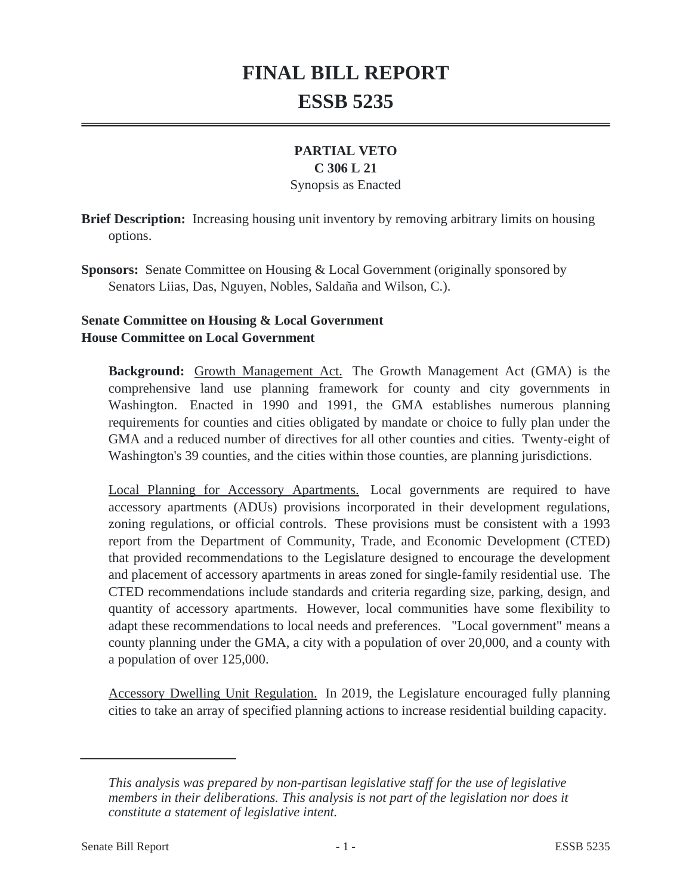# FINAL BILL REPORT
# ESSB 5235

**PARTIAL VETO**
**C 306 L 21**
Synopsis as Enacted

**Brief Description:** Increasing housing unit inventory by removing arbitrary limits on housing options.

**Sponsors:** Senate Committee on Housing & Local Government (originally sponsored by Senators Liias, Das, Nguyen, Nobles, Saldaña and Wilson, C.).

**Senate Committee on Housing & Local Government**
**House Committee on Local Government**

**Background:** Growth Management Act. The Growth Management Act (GMA) is the comprehensive land use planning framework for county and city governments in Washington. Enacted in 1990 and 1991, the GMA establishes numerous planning requirements for counties and cities obligated by mandate or choice to fully plan under the GMA and a reduced number of directives for all other counties and cities. Twenty-eight of Washington's 39 counties, and the cities within those counties, are planning jurisdictions.

Local Planning for Accessory Apartments. Local governments are required to have accessory apartments (ADUs) provisions incorporated in their development regulations, zoning regulations, or official controls. These provisions must be consistent with a 1993 report from the Department of Community, Trade, and Economic Development (CTED) that provided recommendations to the Legislature designed to encourage the development and placement of accessory apartments in areas zoned for single-family residential use. The CTED recommendations include standards and criteria regarding size, parking, design, and quantity of accessory apartments. However, local communities have some flexibility to adapt these recommendations to local needs and preferences. "Local government" means a county planning under the GMA, a city with a population of over 20,000, and a county with a population of over 125,000.

Accessory Dwelling Unit Regulation. In 2019, the Legislature encouraged fully planning cities to take an array of specified planning actions to increase residential building capacity.

*This analysis was prepared by non-partisan legislative staff for the use of legislative members in their deliberations. This analysis is not part of the legislation nor does it constitute a statement of legislative intent.*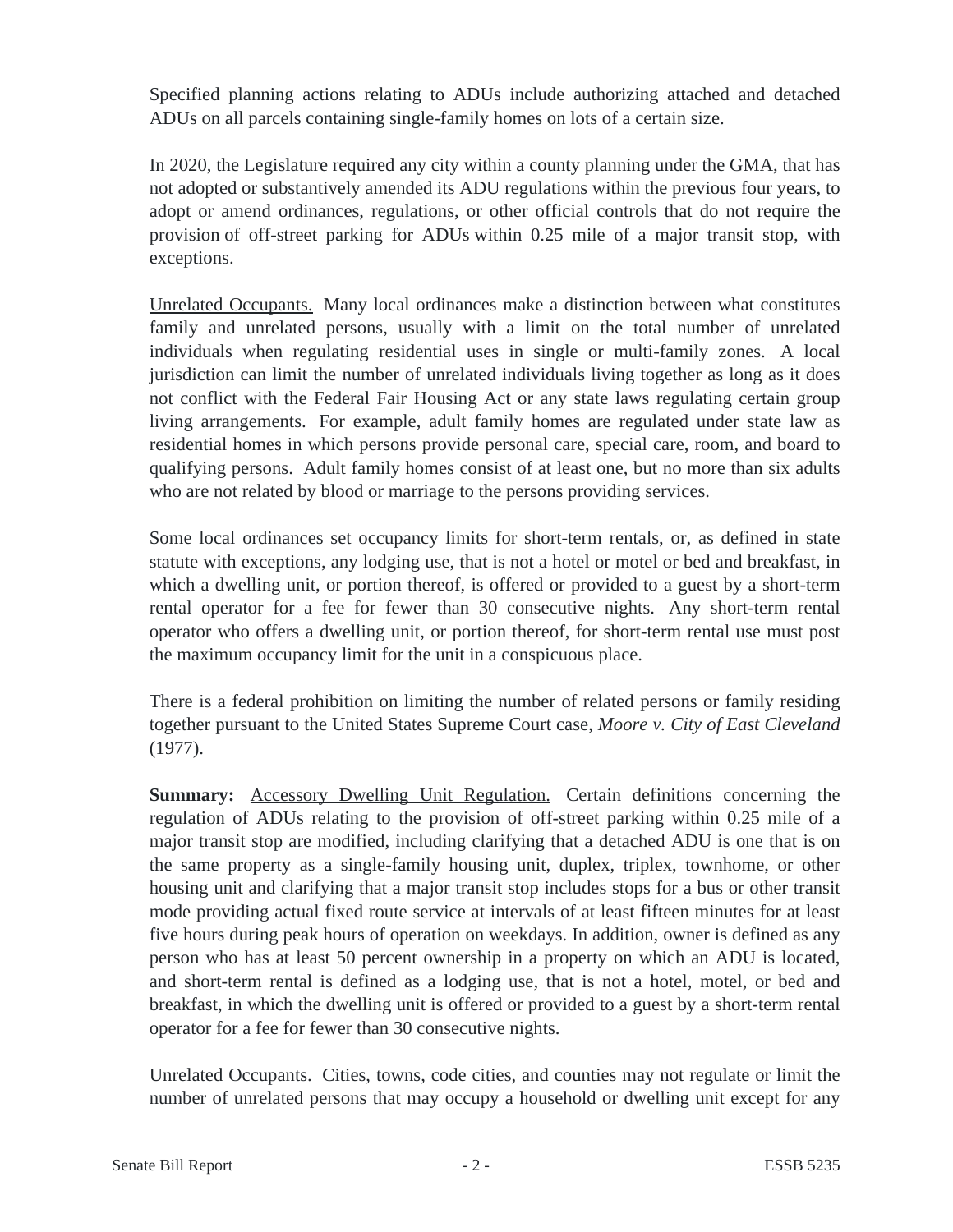Specified planning actions relating to ADUs include authorizing attached and detached ADUs on all parcels containing single-family homes on lots of a certain size.

In 2020, the Legislature required any city within a county planning under the GMA, that has not adopted or substantively amended its ADU regulations within the previous four years, to adopt or amend ordinances, regulations, or other official controls that do not require the provision of off-street parking for ADUs within 0.25 mile of a major transit stop, with exceptions.

Unrelated Occupants. Many local ordinances make a distinction between what constitutes family and unrelated persons, usually with a limit on the total number of unrelated individuals when regulating residential uses in single or multi-family zones. A local jurisdiction can limit the number of unrelated individuals living together as long as it does not conflict with the Federal Fair Housing Act or any state laws regulating certain group living arrangements. For example, adult family homes are regulated under state law as residential homes in which persons provide personal care, special care, room, and board to qualifying persons. Adult family homes consist of at least one, but no more than six adults who are not related by blood or marriage to the persons providing services.

Some local ordinances set occupancy limits for short-term rentals, or, as defined in state statute with exceptions, any lodging use, that is not a hotel or motel or bed and breakfast, in which a dwelling unit, or portion thereof, is offered or provided to a guest by a short-term rental operator for a fee for fewer than 30 consecutive nights. Any short-term rental operator who offers a dwelling unit, or portion thereof, for short-term rental use must post the maximum occupancy limit for the unit in a conspicuous place.

There is a federal prohibition on limiting the number of related persons or family residing together pursuant to the United States Supreme Court case, *Moore v. City of East Cleveland* (1977).

**Summary:** Accessory Dwelling Unit Regulation. Certain definitions concerning the regulation of ADUs relating to the provision of off-street parking within 0.25 mile of a major transit stop are modified, including clarifying that a detached ADU is one that is on the same property as a single-family housing unit, duplex, triplex, townhome, or other housing unit and clarifying that a major transit stop includes stops for a bus or other transit mode providing actual fixed route service at intervals of at least fifteen minutes for at least five hours during peak hours of operation on weekdays. In addition, owner is defined as any person who has at least 50 percent ownership in a property on which an ADU is located, and short-term rental is defined as a lodging use, that is not a hotel, motel, or bed and breakfast, in which the dwelling unit is offered or provided to a guest by a short-term rental operator for a fee for fewer than 30 consecutive nights.

Unrelated Occupants. Cities, towns, code cities, and counties may not regulate or limit the number of unrelated persons that may occupy a household or dwelling unit except for any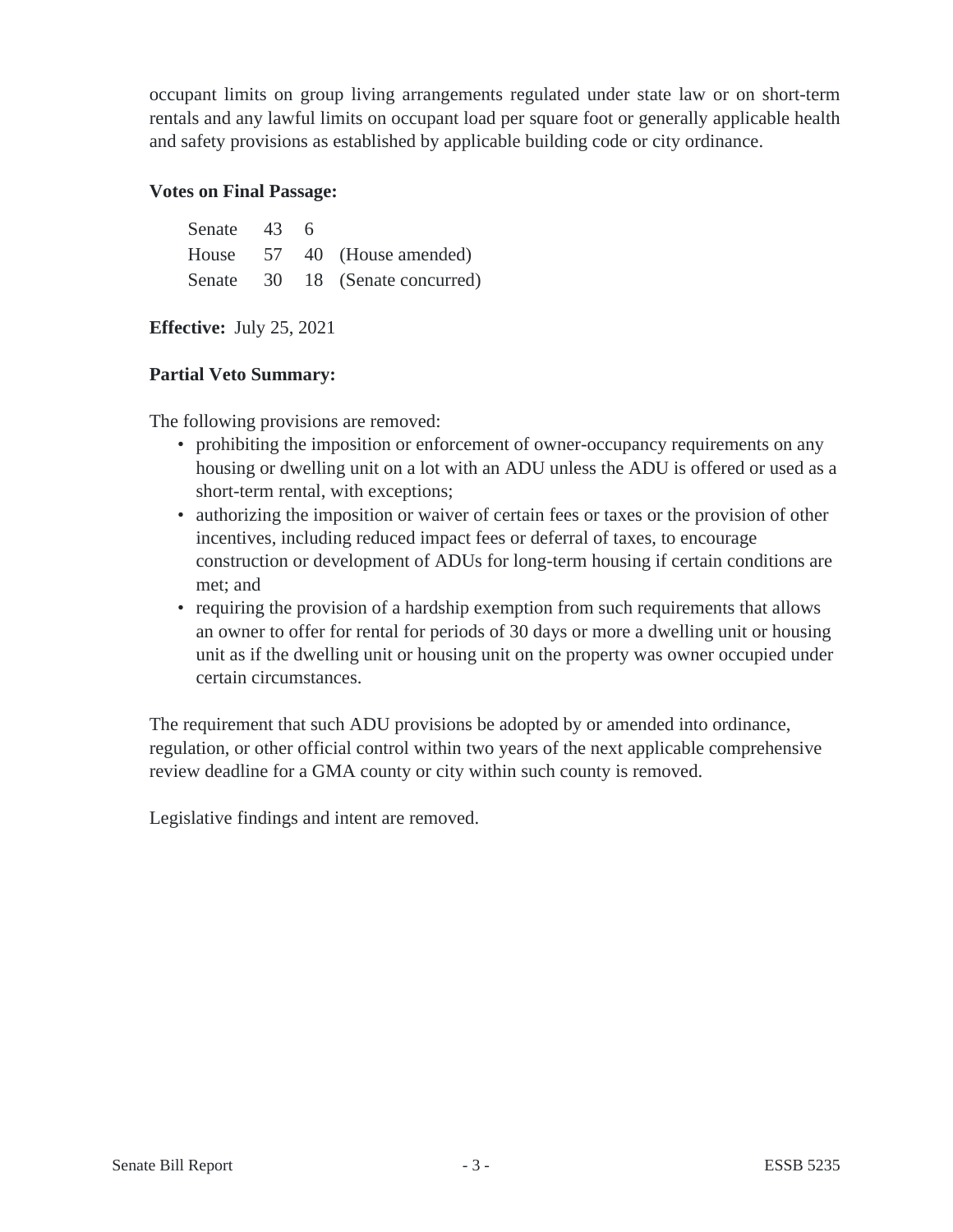occupant limits on group living arrangements regulated under state law or on short-term rentals and any lawful limits on occupant load per square foot or generally applicable health and safety provisions as established by applicable building code or city ordinance.

**Votes on Final Passage:**

| | | | |
|---|---|---|---|
| Senate | 43 | 6 | |
| House | 57 | 40 | (House amended) |
| Senate | 30 | 18 | (Senate concurred) |

**Effective:** July 25, 2021

**Partial Veto Summary:**

The following provisions are removed:

- prohibiting the imposition or enforcement of owner-occupancy requirements on any housing or dwelling unit on a lot with an ADU unless the ADU is offered or used as a short-term rental, with exceptions;
- authorizing the imposition or waiver of certain fees or taxes or the provision of other incentives, including reduced impact fees or deferral of taxes, to encourage construction or development of ADUs for long-term housing if certain conditions are met; and
- requiring the provision of a hardship exemption from such requirements that allows an owner to offer for rental for periods of 30 days or more a dwelling unit or housing unit as if the dwelling unit or housing unit on the property was owner occupied under certain circumstances.

The requirement that such ADU provisions be adopted by or amended into ordinance, regulation, or other official control within two years of the next applicable comprehensive review deadline for a GMA county or city within such county is removed.

Legislative findings and intent are removed.